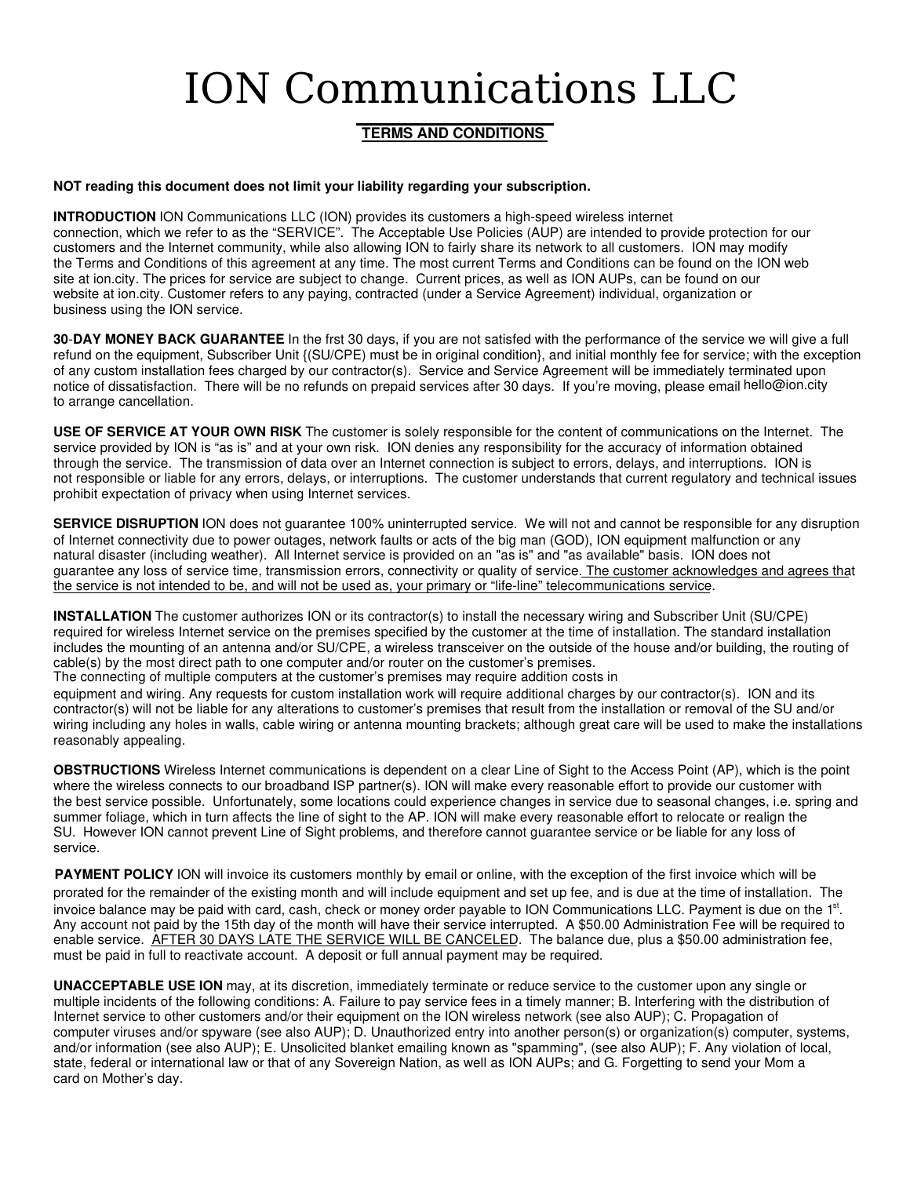# ION Communications LLC

## TERMS AND CONDITIONS

**NOT reading this document does not limit your liability regarding your subscription.**

**INTRODUCTION** ION Communications LLC (ION) provides its customers a high-speed wireless internet connection, which we refer to as the "SERVICE". The Acceptable Use Policies (AUP) are intended to provide protection for our customers and the Internet community, while also allowing ION to fairly share its network to all customers. ION may modify the Terms and Conditions of this agreement at any time. The most current Terms and Conditions can be found on the ION web site at ion.city. The prices for service are subject to change. Current prices, as well as ION AUPs, can be found on our website at ion.city. Customer refers to any paying, contracted (under a Service Agreement) individual, organization or business using the ION service.

**30-DAY MONEY BACK GUARANTEE** In the frst 30 days, if you are not satisfed with the performance of the service we will give a full refund on the equipment, Subscriber Unit {(SU/CPE) must be in original condition}, and initial monthly fee for service; with the exception of any custom installation fees charged by our contractor(s). Service and Service Agreement will be immediately terminated upon notice of dissatisfaction. There will be no refunds on prepaid services after 30 days. If you're moving, please email hello@ion.city to arrange cancellation.

**USE OF SERVICE AT YOUR OWN RISK** The customer is solely responsible for the content of communications on the Internet. The service provided by ION is "as is" and at your own risk. ION denies any responsibility for the accuracy of information obtained through the service. The transmission of data over an Internet connection is subject to errors, delays, and interruptions. ION is not responsible or liable for any errors, delays, or interruptions. The customer understands that current regulatory and technical issues prohibit expectation of privacy when using Internet services.

**SERVICE DISRUPTION** ION does not guarantee 100% uninterrupted service. We will not and cannot be responsible for any disruption of Internet connectivity due to power outages, network faults or acts of the big man (GOD), ION equipment malfunction or any natural disaster (including weather). All Internet service is provided on an "as is" and "as available" basis. ION does not guarantee any loss of service time, transmission errors, connectivity or quality of service. <u>The customer acknowledges and agrees that the service is not intended to be, and will not be used as, your primary or "life-line" telecommunications service</u>.

**INSTALLATION** The customer authorizes ION or its contractor(s) to install the necessary wiring and Subscriber Unit (SU/CPE) required for wireless Internet service on the premises specified by the customer at the time of installation. The standard installation includes the mounting of an antenna and/or SU/CPE, a wireless transceiver on the outside of the house and/or building, the routing of cable(s) by the most direct path to one computer and/or router on the customer's premises.
The connecting of multiple computers at the customer's premises may require addition costs in equipment and wiring. Any requests for custom installation work will require additional charges by our contractor(s). ION and its contractor(s) will not be liable for any alterations to customer's premises that result from the installation or removal of the SU and/or wiring including any holes in walls, cable wiring or antenna mounting brackets; although great care will be used to make the installations reasonably appealing.

**OBSTRUCTIONS** Wireless Internet communications is dependent on a clear Line of Sight to the Access Point (AP), which is the point where the wireless connects to our broadband ISP partner(s). ION will make every reasonable effort to provide our customer with the best service possible. Unfortunately, some locations could experience changes in service due to seasonal changes, i.e. spring and summer foliage, which in turn affects the line of sight to the AP. ION will make every reasonable effort to relocate or realign the SU. However ION cannot prevent Line of Sight problems, and therefore cannot guarantee service or be liable for any loss of service.

**PAYMENT POLICY** ION will invoice its customers monthly by email or online, with the exception of the first invoice which will be prorated for the remainder of the existing month and will include equipment and set up fee, and is due at the time of installation. The invoice balance may be paid with card, cash, check or money order payable to ION Communications LLC. Payment is due on the 1st. Any account not paid by the 15th day of the month will have their service interrupted. A $50.00 Administration Fee will be required to enable service. <u>AFTER 30 DAYS LATE THE SERVICE WILL BE CANCELED</u>. The balance due, plus a $50.00 administration fee, must be paid in full to reactivate account. A deposit or full annual payment may be required.

**UNACCEPTABLE USE ION** may, at its discretion, immediately terminate or reduce service to the customer upon any single or multiple incidents of the following conditions: A. Failure to pay service fees in a timely manner; B. Interfering with the distribution of Internet service to other customers and/or their equipment on the ION wireless network (see also AUP); C. Propagation of computer viruses and/or spyware (see also AUP); D. Unauthorized entry into another person(s) or organization(s) computer, systems, and/or information (see also AUP); E. Unsolicited blanket emailing known as "spamming", (see also AUP); F. Any violation of local, state, federal or international law or that of any Sovereign Nation, as well as ION AUPs; and G. Forgetting to send your Mom a card on Mother's day.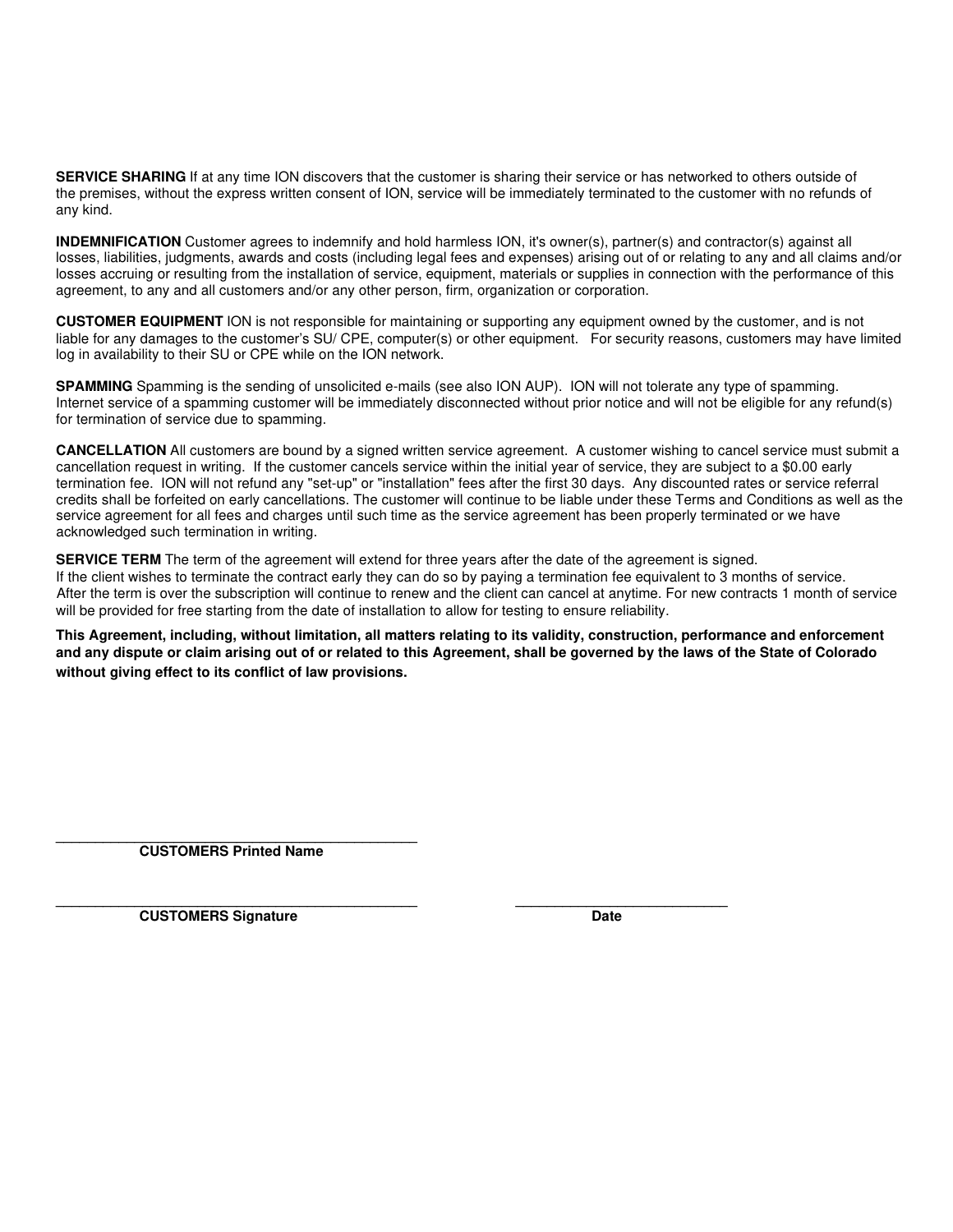**SERVICE SHARING** If at any time ION discovers that the customer is sharing their service or has networked to others outside of the premises, without the express written consent of ION, service will be immediately terminated to the customer with no refunds of any kind.

**INDEMNIFICATION** Customer agrees to indemnify and hold harmless ION, it's owner(s), partner(s) and contractor(s) against all losses, liabilities, judgments, awards and costs (including legal fees and expenses) arising out of or relating to any and all claims and/or losses accruing or resulting from the installation of service, equipment, materials or supplies in connection with the performance of this agreement, to any and all customers and/or any other person, firm, organization or corporation.

**CUSTOMER EQUIPMENT** ION is not responsible for maintaining or supporting any equipment owned by the customer, and is not liable for any damages to the customer's SU/ CPE, computer(s) or other equipment. For security reasons, customers may have limited log in availability to their SU or CPE while on the ION network.

**SPAMMING** Spamming is the sending of unsolicited e-mails (see also ION AUP). ION will not tolerate any type of spamming. Internet service of a spamming customer will be immediately disconnected without prior notice and will not be eligible for any refund(s) for termination of service due to spamming.

**CANCELLATION** All customers are bound by a signed written service agreement. A customer wishing to cancel service must submit a cancellation request in writing. If the customer cancels service within the initial year of service, they are subject to a $0.00 early termination fee. ION will not refund any "set-up" or "installation" fees after the first 30 days. Any discounted rates or service referral credits shall be forfeited on early cancellations. The customer will continue to be liable under these Terms and Conditions as well as the service agreement for all fees and charges until such time as the service agreement has been properly terminated or we have acknowledged such termination in writing.

**SERVICE TERM** The term of the agreement will extend for three years after the date of the agreement is signed. If the client wishes to terminate the contract early they can do so by paying a termination fee equivalent to 3 months of service. After the term is over the subscription will continue to renew and the client can cancel at anytime. For new contracts 1 month of service will be provided for free starting from the date of installation to allow for testing to ensure reliability.

**This Agreement, including, without limitation, all matters relating to its validity, construction, performance and enforcement and any dispute or claim arising out of or related to this Agreement, shall be governed by the laws of the State of Colorado without giving effect to its conflict of law provisions.**

\_\_\_\_\_\_\_\_\_\_\_\_\_\_\_\_\_\_\_\_\_\_\_\_\_\_\_\_\_\_\_\_\_\_\_\_\_\_\_\_\_\_\_\_

**CUSTOMERS Printed Name**

\_\_\_\_\_\_\_\_\_\_\_\_\_\_\_\_\_\_\_\_\_\_\_\_\_\_\_\_\_\_\_\_\_\_\_\_\_\_\_\_\_\_\_\_ \_\_\_\_\_\_\_\_\_\_\_\_\_\_\_\_\_\_\_\_\_\_\_\_\_\_\_\_

**CUSTOMERS Signature** **Date**